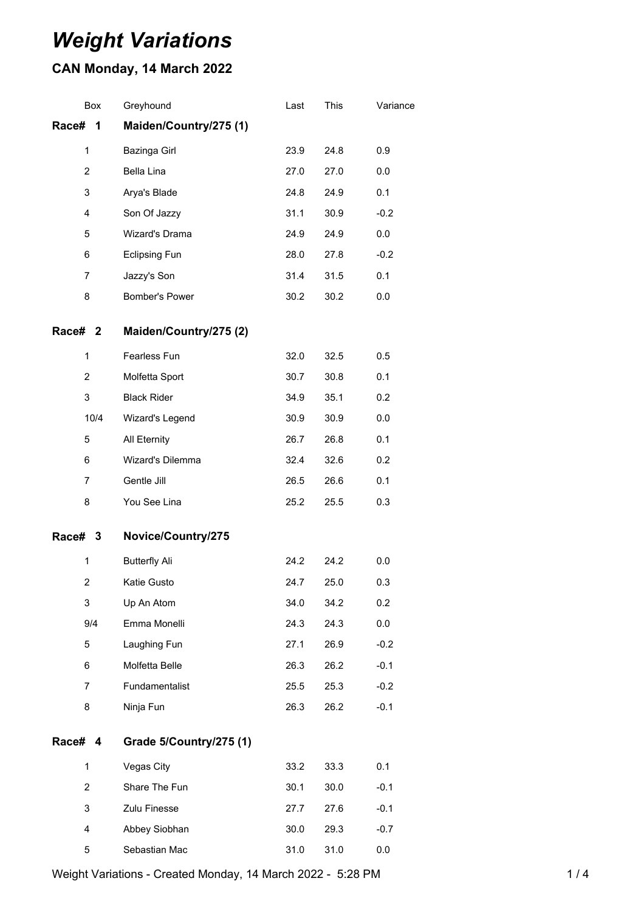# *Weight Variations*

## CAN Monday, 14 March 2022

| Box | Greyhound | Last | This | Variance |
|---|---|---|---|---|
| **Race# 1** | **Maiden/Country/275 (1)** | | | |
| 1 | Bazinga Girl | 23.9 | 24.8 | 0.9 |
| 2 | Bella Lina | 27.0 | 27.0 | 0.0 |
| 3 | Arya's Blade | 24.8 | 24.9 | 0.1 |
| 4 | Son Of Jazzy | 31.1 | 30.9 | -0.2 |
| 5 | Wizard's Drama | 24.9 | 24.9 | 0.0 |
| 6 | Eclipsing Fun | 28.0 | 27.8 | -0.2 |
| 7 | Jazzy's Son | 31.4 | 31.5 | 0.1 |
| 8 | Bomber's Power | 30.2 | 30.2 | 0.0 |
| **Race# 2** | **Maiden/Country/275 (2)** | | | |
| 1 | Fearless Fun | 32.0 | 32.5 | 0.5 |
| 2 | Molfetta Sport | 30.7 | 30.8 | 0.1 |
| 3 | Black Rider | 34.9 | 35.1 | 0.2 |
| 10/4 | Wizard's Legend | 30.9 | 30.9 | 0.0 |
| 5 | All Eternity | 26.7 | 26.8 | 0.1 |
| 6 | Wizard's Dilemma | 32.4 | 32.6 | 0.2 |
| 7 | Gentle Jill | 26.5 | 26.6 | 0.1 |
| 8 | You See Lina | 25.2 | 25.5 | 0.3 |
| **Race# 3** | **Novice/Country/275** | | | |
| 1 | Butterfly Ali | 24.2 | 24.2 | 0.0 |
| 2 | Katie Gusto | 24.7 | 25.0 | 0.3 |
| 3 | Up An Atom | 34.0 | 34.2 | 0.2 |
| 9/4 | Emma Monelli | 24.3 | 24.3 | 0.0 |
| 5 | Laughing Fun | 27.1 | 26.9 | -0.2 |
| 6 | Molfetta Belle | 26.3 | 26.2 | -0.1 |
| 7 | Fundamentalist | 25.5 | 25.3 | -0.2 |
| 8 | Ninja Fun | 26.3 | 26.2 | -0.1 |
| **Race# 4** | **Grade 5/Country/275 (1)** | | | |
| 1 | Vegas City | 33.2 | 33.3 | 0.1 |
| 2 | Share The Fun | 30.1 | 30.0 | -0.1 |
| 3 | Zulu Finesse | 27.7 | 27.6 | -0.1 |
| 4 | Abbey Siobhan | 30.0 | 29.3 | -0.7 |
| 5 | Sebastian Mac | 31.0 | 31.0 | 0.0 |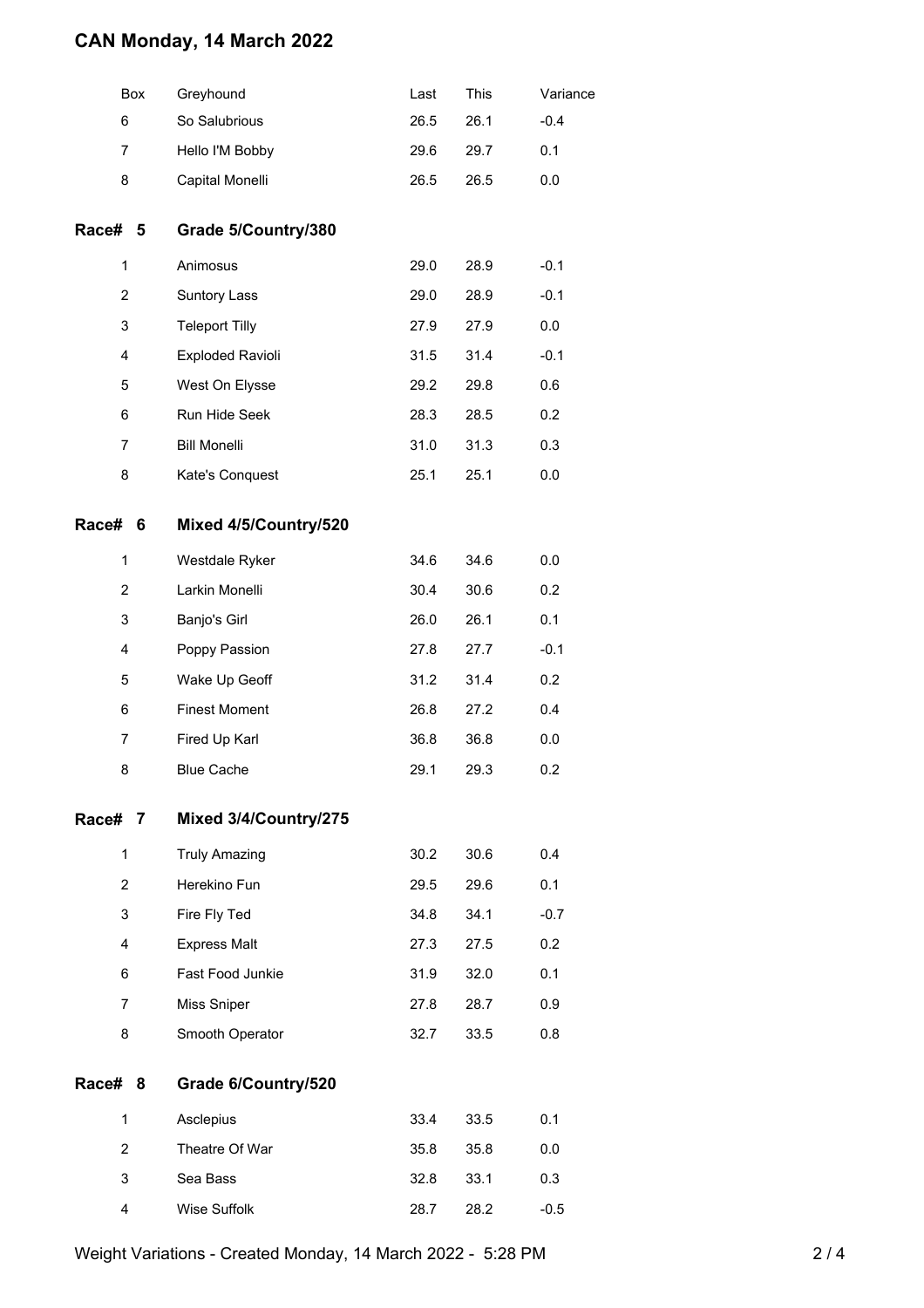# CAN Monday, 14 March 2022

| Box | Greyhound | Last | This | Variance |
|---|---|---|---|---|
| 6 | So Salubrious | 26.5 | 26.1 | -0.4 |
| 7 | Hello I'M Bobby | 29.6 | 29.7 | 0.1 |
| 8 | Capital Monelli | 26.5 | 26.5 | 0.0 |

## Race# 5 Grade 5/Country/380

| Box | Greyhound | Last | This | Variance |
|---|---|---|---|---|
| 1 | Animosus | 29.0 | 28.9 | -0.1 |
| 2 | Suntory Lass | 29.0 | 28.9 | -0.1 |
| 3 | Teleport Tilly | 27.9 | 27.9 | 0.0 |
| 4 | Exploded Ravioli | 31.5 | 31.4 | -0.1 |
| 5 | West On Elysse | 29.2 | 29.8 | 0.6 |
| 6 | Run Hide Seek | 28.3 | 28.5 | 0.2 |
| 7 | Bill Monelli | 31.0 | 31.3 | 0.3 |
| 8 | Kate's Conquest | 25.1 | 25.1 | 0.0 |

## Race# 6 Mixed 4/5/Country/520

| Box | Greyhound | Last | This | Variance |
|---|---|---|---|---|
| 1 | Westdale Ryker | 34.6 | 34.6 | 0.0 |
| 2 | Larkin Monelli | 30.4 | 30.6 | 0.2 |
| 3 | Banjo's Girl | 26.0 | 26.1 | 0.1 |
| 4 | Poppy Passion | 27.8 | 27.7 | -0.1 |
| 5 | Wake Up Geoff | 31.2 | 31.4 | 0.2 |
| 6 | Finest Moment | 26.8 | 27.2 | 0.4 |
| 7 | Fired Up Karl | 36.8 | 36.8 | 0.0 |
| 8 | Blue Cache | 29.1 | 29.3 | 0.2 |

## Race# 7 Mixed 3/4/Country/275

| Box | Greyhound | Last | This | Variance |
|---|---|---|---|---|
| 1 | Truly Amazing | 30.2 | 30.6 | 0.4 |
| 2 | Herekino Fun | 29.5 | 29.6 | 0.1 |
| 3 | Fire Fly Ted | 34.8 | 34.1 | -0.7 |
| 4 | Express Malt | 27.3 | 27.5 | 0.2 |
| 6 | Fast Food Junkie | 31.9 | 32.0 | 0.1 |
| 7 | Miss Sniper | 27.8 | 28.7 | 0.9 |
| 8 | Smooth Operator | 32.7 | 33.5 | 0.8 |

## Race# 8 Grade 6/Country/520

| Box | Greyhound | Last | This | Variance |
|---|---|---|---|---|
| 1 | Asclepius | 33.4 | 33.5 | 0.1 |
| 2 | Theatre Of War | 35.8 | 35.8 | 0.0 |
| 3 | Sea Bass | 32.8 | 33.1 | 0.3 |
| 4 | Wise Suffolk | 28.7 | 28.2 | -0.5 |

Weight Variations - Created Monday, 14 March 2022 - 5:28 PM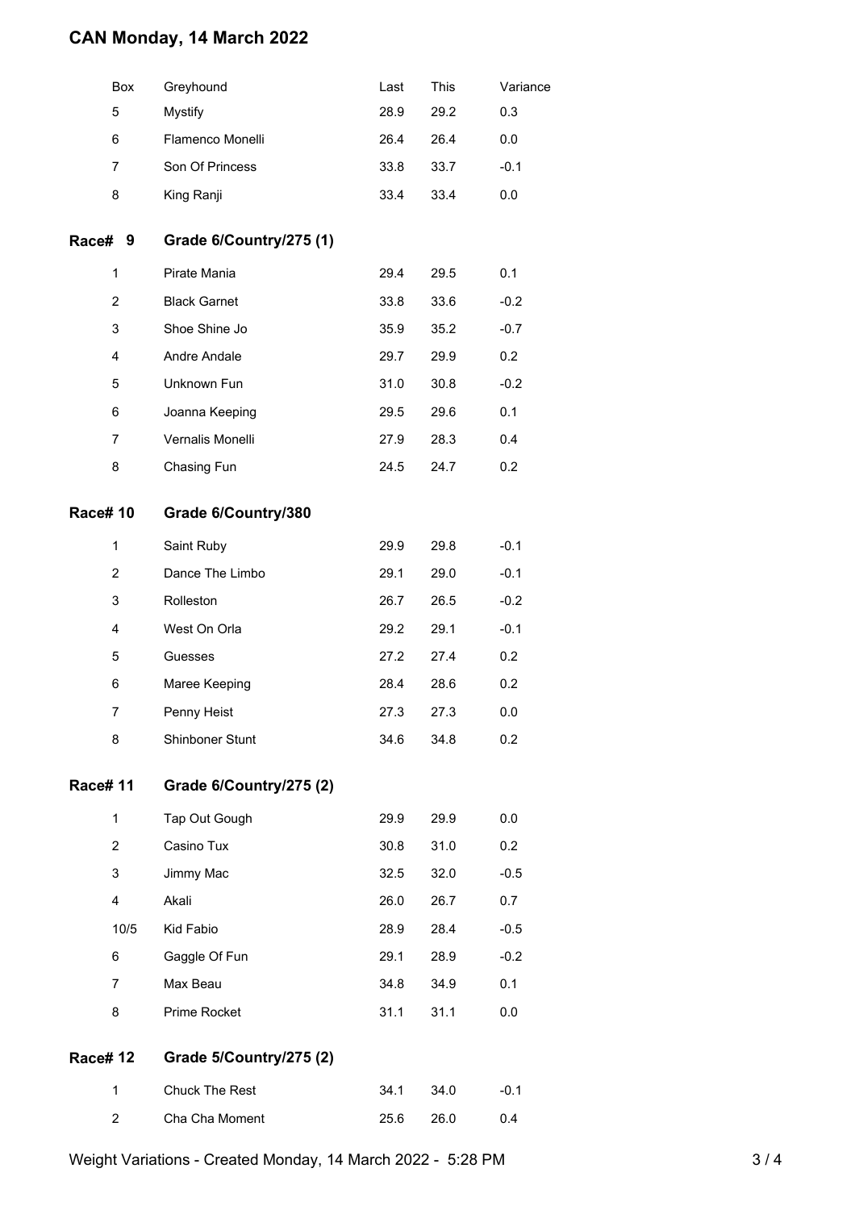# CAN Monday, 14 March 2022

| Box | Greyhound | Last | This | Variance |
| --- | --- | --- | --- | --- |
| 5 | Mystify | 28.9 | 29.2 | 0.3 |
| 6 | Flamenco Monelli | 26.4 | 26.4 | 0.0 |
| 7 | Son Of Princess | 33.8 | 33.7 | -0.1 |
| 8 | King Ranji | 33.4 | 33.4 | 0.0 |

## Race# 9 Grade 6/Country/275 (1)

| Box | Greyhound | Last | This | Variance |
| --- | --- | --- | --- | --- |
| 1 | Pirate Mania | 29.4 | 29.5 | 0.1 |
| 2 | Black Garnet | 33.8 | 33.6 | -0.2 |
| 3 | Shoe Shine Jo | 35.9 | 35.2 | -0.7 |
| 4 | Andre Andale | 29.7 | 29.9 | 0.2 |
| 5 | Unknown Fun | 31.0 | 30.8 | -0.2 |
| 6 | Joanna Keeping | 29.5 | 29.6 | 0.1 |
| 7 | Vernalis Monelli | 27.9 | 28.3 | 0.4 |
| 8 | Chasing Fun | 24.5 | 24.7 | 0.2 |

## Race# 10 Grade 6/Country/380

| Box | Greyhound | Last | This | Variance |
| --- | --- | --- | --- | --- |
| 1 | Saint Ruby | 29.9 | 29.8 | -0.1 |
| 2 | Dance The Limbo | 29.1 | 29.0 | -0.1 |
| 3 | Rolleston | 26.7 | 26.5 | -0.2 |
| 4 | West On Orla | 29.2 | 29.1 | -0.1 |
| 5 | Guesses | 27.2 | 27.4 | 0.2 |
| 6 | Maree Keeping | 28.4 | 28.6 | 0.2 |
| 7 | Penny Heist | 27.3 | 27.3 | 0.0 |
| 8 | Shinboner Stunt | 34.6 | 34.8 | 0.2 |

## Race# 11 Grade 6/Country/275 (2)

| Box | Greyhound | Last | This | Variance |
| --- | --- | --- | --- | --- |
| 1 | Tap Out Gough | 29.9 | 29.9 | 0.0 |
| 2 | Casino Tux | 30.8 | 31.0 | 0.2 |
| 3 | Jimmy Mac | 32.5 | 32.0 | -0.5 |
| 4 | Akali | 26.0 | 26.7 | 0.7 |
| 10/5 | Kid Fabio | 28.9 | 28.4 | -0.5 |
| 6 | Gaggle Of Fun | 29.1 | 28.9 | -0.2 |
| 7 | Max Beau | 34.8 | 34.9 | 0.1 |
| 8 | Prime Rocket | 31.1 | 31.1 | 0.0 |

## Race# 12 Grade 5/Country/275 (2)

| Box | Greyhound | Last | This | Variance |
| --- | --- | --- | --- | --- |
| 1 | Chuck The Rest | 34.1 | 34.0 | -0.1 |
| 2 | Cha Cha Moment | 25.6 | 26.0 | 0.4 |

Weight Variations - Created Monday, 14 March 2022 - 5:28 PM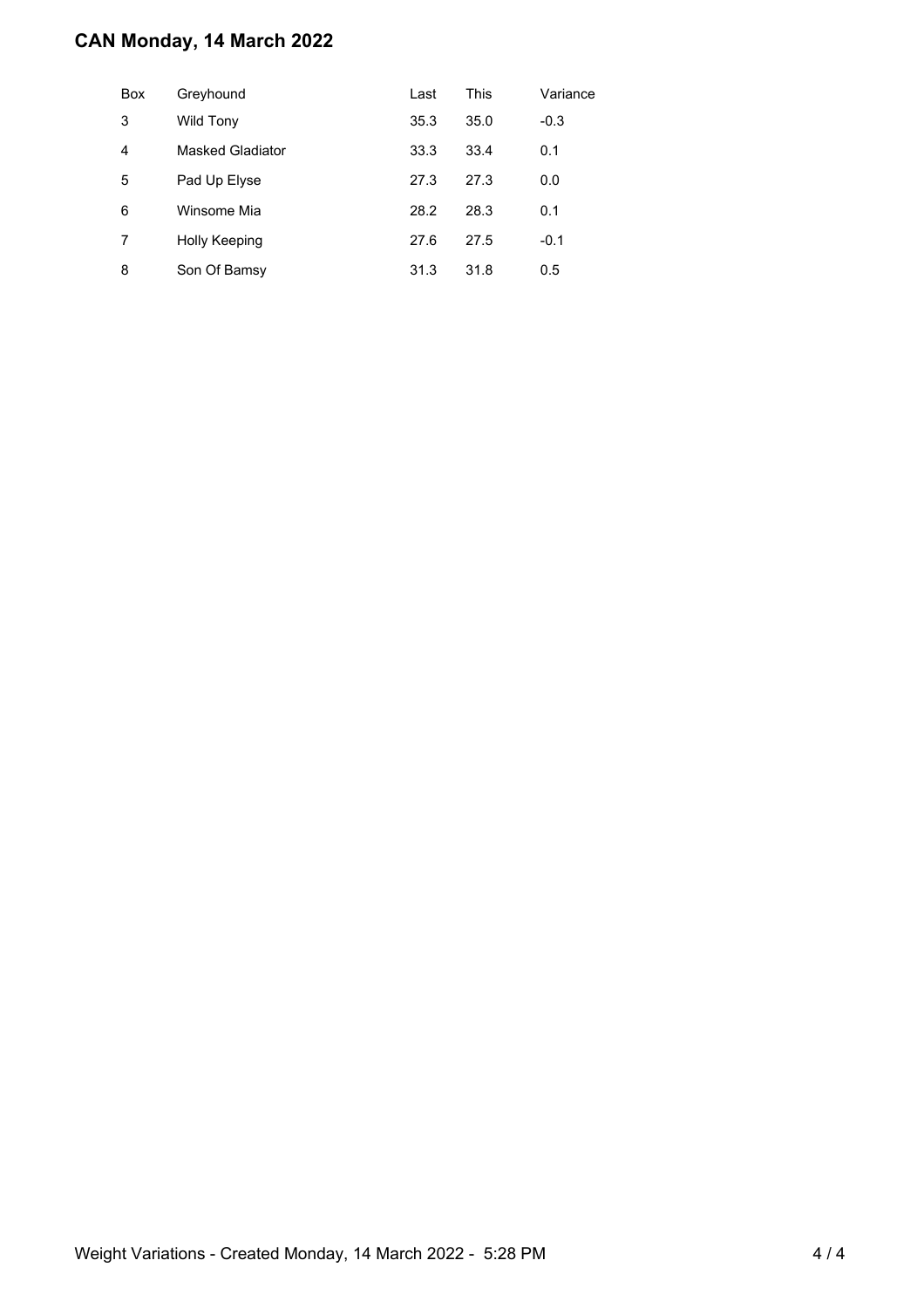## CAN Monday, 14 March 2022

| Box | Greyhound | Last | This | Variance |
|---|---|---|---|---|
| 3 | Wild Tony | 35.3 | 35.0 | -0.3 |
| 4 | Masked Gladiator | 33.3 | 33.4 | 0.1 |
| 5 | Pad Up Elyse | 27.3 | 27.3 | 0.0 |
| 6 | Winsome Mia | 28.2 | 28.3 | 0.1 |
| 7 | Holly Keeping | 27.6 | 27.5 | -0.1 |
| 8 | Son Of Bamsy | 31.3 | 31.8 | 0.5 |